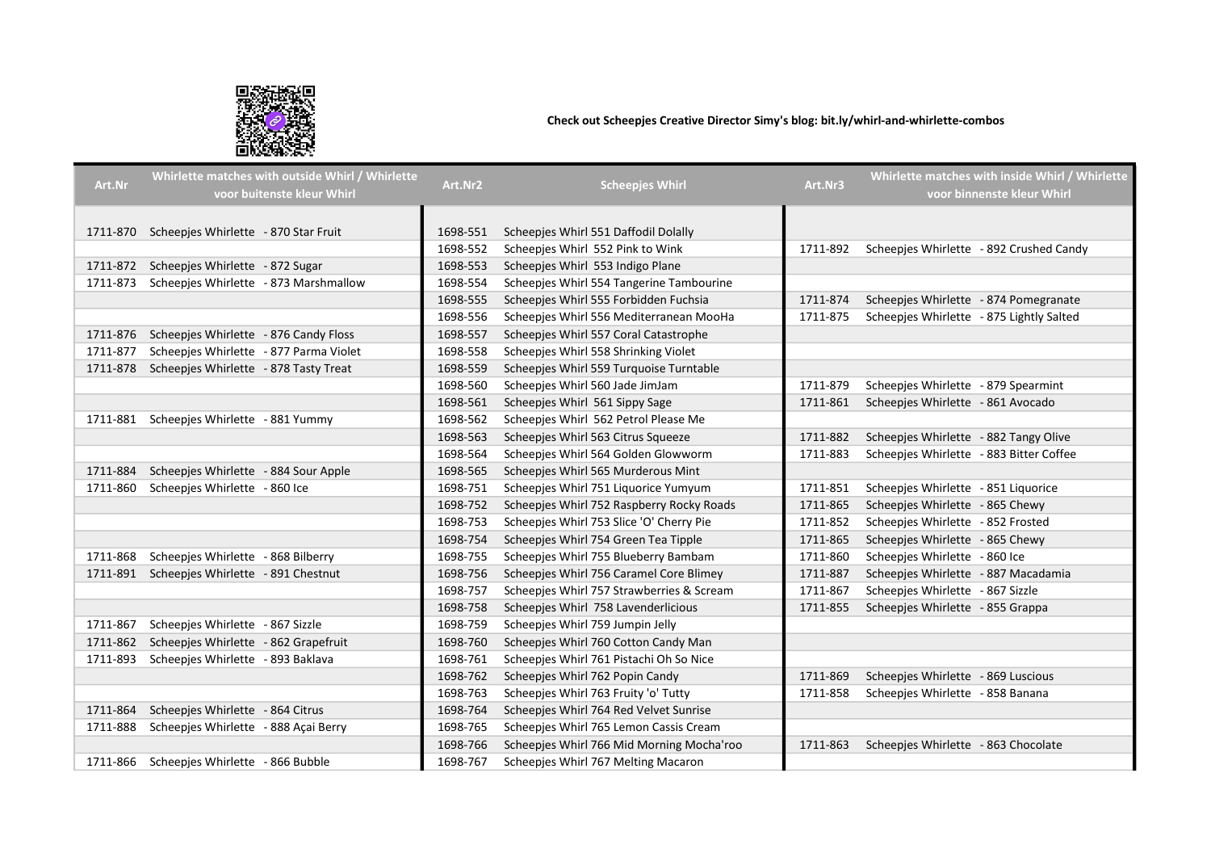**Check out Scheepjes Creative Director Simy's blog: bit.ly/whirl-and-whirlette-combos**

| Art.Nr | Whirlette matches with outside Whirl / Whirlette voor buitenste kleur Whirl | Art.Nr2 | Scheepjes Whirl | Art.Nr3 | Whirlette matches with inside Whirl / Whirlette voor binnenste kleur Whirl |
|---|---|---|---|---|---|
| 1711-870 | Scheepjes Whirlette - 870 Star Fruit | 1698-551 | Scheepjes Whirl 551 Daffodil Dolally | | |
| | | 1698-552 | Scheepjes Whirl 552 Pink to Wink | 1711-892 | Scheepjes Whirlette - 892 Crushed Candy |
| 1711-872 | Scheepjes Whirlette - 872 Sugar | 1698-553 | Scheepjes Whirl 553 Indigo Plane | | |
| 1711-873 | Scheepjes Whirlette - 873 Marshmallow | 1698-554 | Scheepjes Whirl 554 Tangerine Tambourine | | |
| | | 1698-555 | Scheepjes Whirl 555 Forbidden Fuchsia | 1711-874 | Scheepjes Whirlette - 874 Pomegranate |
| | | 1698-556 | Scheepjes Whirl 556 Mediterranean MooHa | 1711-875 | Scheepjes Whirlette - 875 Lightly Salted |
| 1711-876 | Scheepjes Whirlette - 876 Candy Floss | 1698-557 | Scheepjes Whirl 557 Coral Catastrophe | | |
| 1711-877 | Scheepjes Whirlette - 877 Parma Violet | 1698-558 | Scheepjes Whirl 558 Shrinking Violet | | |
| 1711-878 | Scheepjes Whirlette - 878 Tasty Treat | 1698-559 | Scheepjes Whirl 559 Turquoise Turntable | | |
| | | 1698-560 | Scheepjes Whirl 560 Jade JimJam | 1711-879 | Scheepjes Whirlette - 879 Spearmint |
| | | 1698-561 | Scheepjes Whirl 561 Sippy Sage | 1711-861 | Scheepjes Whirlette - 861 Avocado |
| 1711-881 | Scheepjes Whirlette - 881 Yummy | 1698-562 | Scheepjes Whirl 562 Petrol Please Me | | |
| | | 1698-563 | Scheepjes Whirl 563 Citrus Squeeze | 1711-882 | Scheepjes Whirlette - 882 Tangy Olive |
| | | 1698-564 | Scheepjes Whirl 564 Golden Glowworm | 1711-883 | Scheepjes Whirlette - 883 Bitter Coffee |
| 1711-884 | Scheepjes Whirlette - 884 Sour Apple | 1698-565 | Scheepjes Whirl 565 Murderous Mint | | |
| 1711-860 | Scheepjes Whirlette - 860 Ice | 1698-751 | Scheepjes Whirl 751 Liquorice Yumyum | 1711-851 | Scheepjes Whirlette - 851 Liquorice |
| | | 1698-752 | Scheepjes Whirl 752 Raspberry Rocky Roads | 1711-865 | Scheepjes Whirlette - 865 Chewy |
| | | 1698-753 | Scheepjes Whirl 753 Slice 'O' Cherry Pie | 1711-852 | Scheepjes Whirlette - 852 Frosted |
| | | 1698-754 | Scheepjes Whirl 754 Green Tea Tipple | 1711-865 | Scheepjes Whirlette - 865 Chewy |
| 1711-868 | Scheepjes Whirlette - 868 Bilberry | 1698-755 | Scheepjes Whirl 755 Blueberry Bambam | 1711-860 | Scheepjes Whirlette - 860 Ice |
| 1711-891 | Scheepjes Whirlette - 891 Chestnut | 1698-756 | Scheepjes Whirl 756 Caramel Core Blimey | 1711-887 | Scheepjes Whirlette - 887 Macadamia |
| | | 1698-757 | Scheepjes Whirl 757 Strawberries & Scream | 1711-867 | Scheepjes Whirlette - 867 Sizzle |
| | | 1698-758 | Scheepjes Whirl 758 Lavenderlicious | 1711-855 | Scheepjes Whirlette - 855 Grappa |
| 1711-867 | Scheepjes Whirlette - 867 Sizzle | 1698-759 | Scheepjes Whirl 759 Jumpin Jelly | | |
| 1711-862 | Scheepjes Whirlette - 862 Grapefruit | 1698-760 | Scheepjes Whirl 760 Cotton Candy Man | | |
| 1711-893 | Scheepjes Whirlette - 893 Baklava | 1698-761 | Scheepjes Whirl 761 Pistachi Oh So Nice | | |
| | | 1698-762 | Scheepjes Whirl 762 Popin Candy | 1711-869 | Scheepjes Whirlette - 869 Luscious |
| | | 1698-763 | Scheepjes Whirl 763 Fruity 'o' Tutty | 1711-858 | Scheepjes Whirlette - 858 Banana |
| 1711-864 | Scheepjes Whirlette - 864 Citrus | 1698-764 | Scheepjes Whirl 764 Red Velvet Sunrise | | |
| 1711-888 | Scheepjes Whirlette - 888 Açai Berry | 1698-765 | Scheepjes Whirl 765 Lemon Cassis Cream | | |
| | | 1698-766 | Scheepjes Whirl 766 Mid Morning Mocha'roo | 1711-863 | Scheepjes Whirlette - 863 Chocolate |
| 1711-866 | Scheepjes Whirlette - 866 Bubble | 1698-767 | Scheepjes Whirl 767 Melting Macaron | | |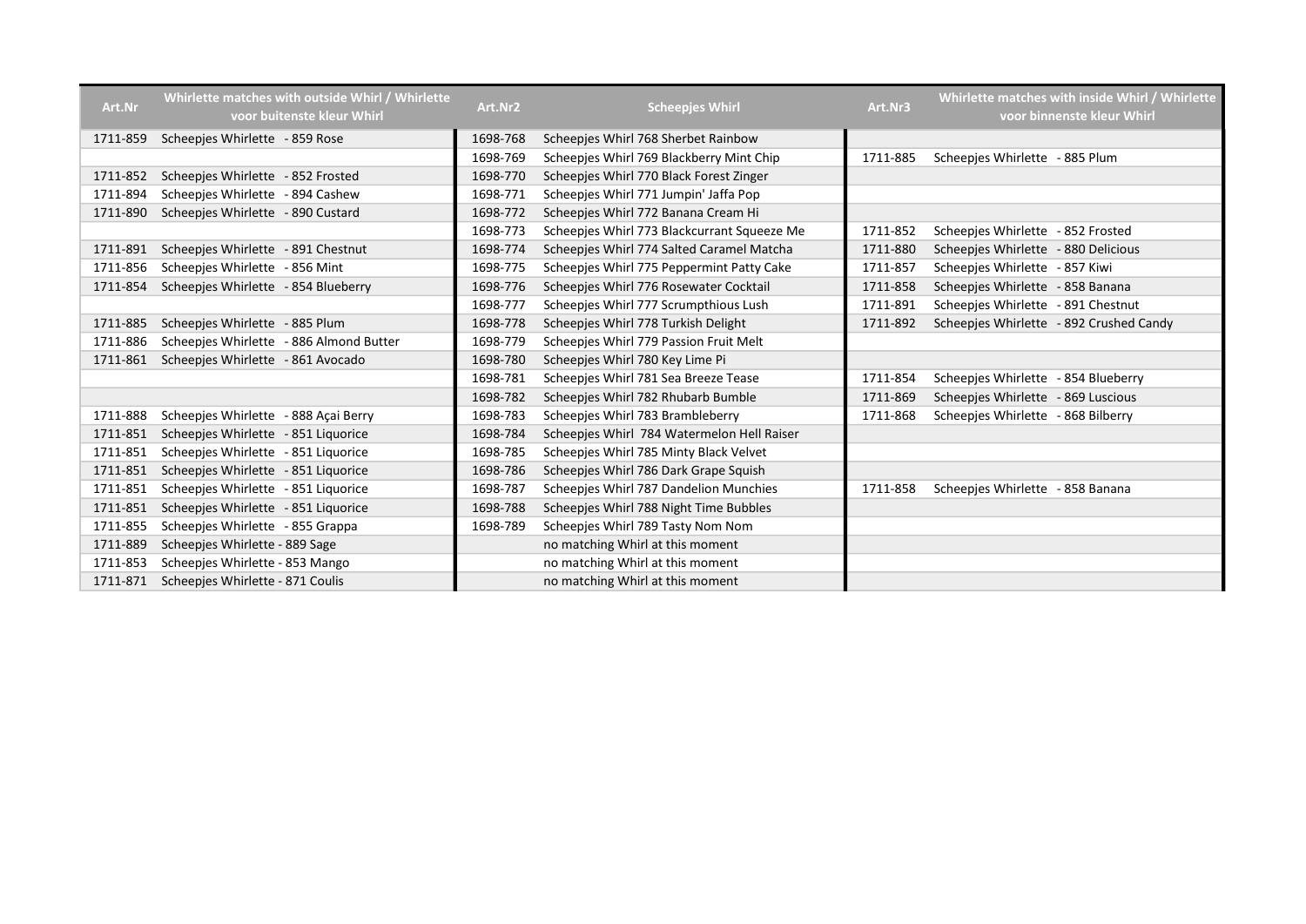| Art.Nr | Whirlette matches with outside Whirl / Whirlette voor buitenste kleur Whirl | Art.Nr2 | Scheepjes Whirl | Art.Nr3 | Whirlette matches with inside Whirl / Whirlette voor binnenste kleur Whirl |
|---|---|---|---|---|---|
| 1711-859 | Scheepjes Whirlette - 859 Rose | 1698-768 | Scheepjes Whirl 768 Sherbet Rainbow | | |
| | | 1698-769 | Scheepjes Whirl 769 Blackberry Mint Chip | 1711-885 | Scheepjes Whirlette - 885 Plum |
| 1711-852 | Scheepjes Whirlette - 852 Frosted | 1698-770 | Scheepjes Whirl 770 Black Forest Zinger | | |
| 1711-894 | Scheepjes Whirlette - 894 Cashew | 1698-771 | Scheepjes Whirl 771 Jumpin' Jaffa Pop | | |
| 1711-890 | Scheepjes Whirlette - 890 Custard | 1698-772 | Scheepjes Whirl 772 Banana Cream Hi | | |
| | | 1698-773 | Scheepjes Whirl 773 Blackcurrant Squeeze Me | 1711-852 | Scheepjes Whirlette - 852 Frosted |
| 1711-891 | Scheepjes Whirlette - 891 Chestnut | 1698-774 | Scheepjes Whirl 774 Salted Caramel Matcha | 1711-880 | Scheepjes Whirlette - 880 Delicious |
| 1711-856 | Scheepjes Whirlette - 856 Mint | 1698-775 | Scheepjes Whirl 775 Peppermint Patty Cake | 1711-857 | Scheepjes Whirlette - 857 Kiwi |
| 1711-854 | Scheepjes Whirlette - 854 Blueberry | 1698-776 | Scheepjes Whirl 776 Rosewater Cocktail | 1711-858 | Scheepjes Whirlette - 858 Banana |
| | | 1698-777 | Scheepjes Whirl 777 Scrumpthious Lush | 1711-891 | Scheepjes Whirlette - 891 Chestnut |
| 1711-885 | Scheepjes Whirlette - 885 Plum | 1698-778 | Scheepjes Whirl 778 Turkish Delight | 1711-892 | Scheepjes Whirlette - 892 Crushed Candy |
| 1711-886 | Scheepjes Whirlette - 886 Almond Butter | 1698-779 | Scheepjes Whirl 779 Passion Fruit Melt | | |
| 1711-861 | Scheepjes Whirlette - 861 Avocado | 1698-780 | Scheepjes Whirl 780 Key Lime Pi | | |
| | | 1698-781 | Scheepjes Whirl 781 Sea Breeze Tease | 1711-854 | Scheepjes Whirlette - 854 Blueberry |
| | | 1698-782 | Scheepjes Whirl 782 Rhubarb Bumble | 1711-869 | Scheepjes Whirlette - 869 Luscious |
| 1711-888 | Scheepjes Whirlette - 888 Açai Berry | 1698-783 | Scheepjes Whirl 783 Brambleberry | 1711-868 | Scheepjes Whirlette - 868 Bilberry |
| 1711-851 | Scheepjes Whirlette - 851 Liquorice | 1698-784 | Scheepjes Whirl 784 Watermelon Hell Raiser | | |
| 1711-851 | Scheepjes Whirlette - 851 Liquorice | 1698-785 | Scheepjes Whirl 785 Minty Black Velvet | | |
| 1711-851 | Scheepjes Whirlette - 851 Liquorice | 1698-786 | Scheepjes Whirl 786 Dark Grape Squish | | |
| 1711-851 | Scheepjes Whirlette - 851 Liquorice | 1698-787 | Scheepjes Whirl 787 Dandelion Munchies | 1711-858 | Scheepjes Whirlette - 858 Banana |
| 1711-851 | Scheepjes Whirlette - 851 Liquorice | 1698-788 | Scheepjes Whirl 788 Night Time Bubbles | | |
| 1711-855 | Scheepjes Whirlette - 855 Grappa | 1698-789 | Scheepjes Whirl 789 Tasty Nom Nom | | |
| 1711-889 | Scheepjes Whirlette - 889 Sage | | no matching Whirl at this moment | | |
| 1711-853 | Scheepjes Whirlette - 853 Mango | | no matching Whirl at this moment | | |
| 1711-871 | Scheepjes Whirlette - 871 Coulis | | no matching Whirl at this moment | | |